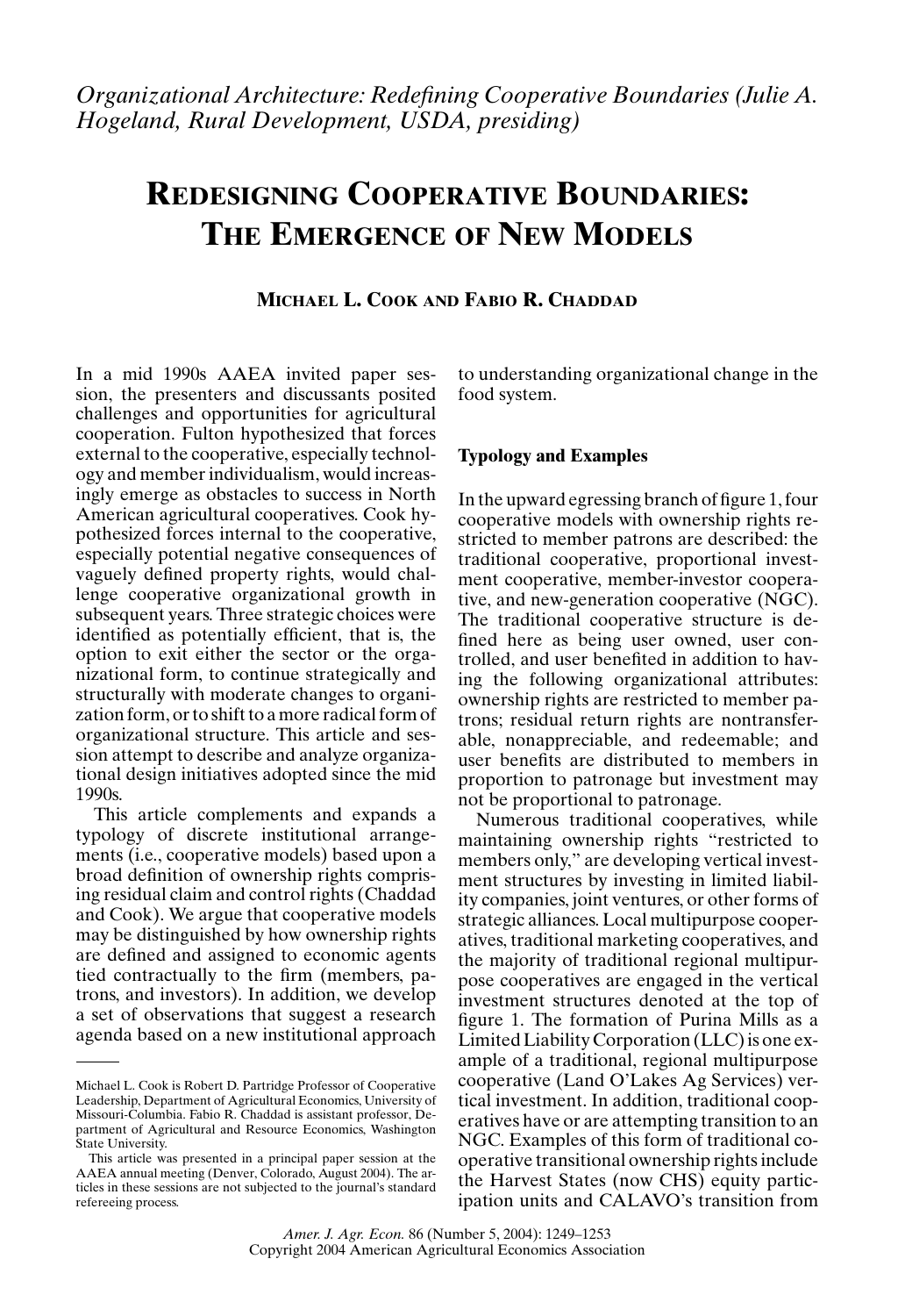*Organizational Architecture: Redefining Cooperative Boundaries (Julie A. Hogeland, Rural Development, USDA, presiding)*

# REDESIGNING COOPERATIVE BOUNDARIES: THE EMERGENCE OF NEW MODELS

**MICHAEL L. COOK AND FABIO R. CHADDAD**

In a mid 1990s AAEA invited paper session, the presenters and discussants posited challenges and opportunities for agricultural cooperation. Fulton hypothesized that forces external to the cooperative, especially technology and member individualism, would increasingly emerge as obstacles to success in North American agricultural cooperatives. Cook hypothesized forces internal to the cooperative, especially potential negative consequences of vaguely defined property rights, would challenge cooperative organizational growth in subsequent years. Three strategic choices were identified as potentially efficient, that is, the option to exit either the sector or the organizational form, to continue strategically and structurally with moderate changes to organization form, or to shift to a more radical form of organizational structure. This article and session attempt to describe and analyze organizational design initiatives adopted since the mid 1990s.

This article complements and expands a typology of discrete institutional arrangements (i.e., cooperative models) based upon a broad definition of ownership rights comprising residual claim and control rights (Chaddad and Cook). We argue that cooperative models may be distinguished by how ownership rights are defined and assigned to economic agents tied contractually to the firm (members, patrons, and investors). In addition, we develop a set of observations that suggest a research agenda based on a new institutional approach to understanding organizational change in the food system.

## Typology and Examples

In the upward egressing branch of figure 1, four cooperative models with ownership rights restricted to member patrons are described: the traditional cooperative, proportional investment cooperative, member-investor cooperative, and new-generation cooperative (NGC). The traditional cooperative structure is defined here as being user owned, user controlled, and user benefited in addition to having the following organizational attributes: ownership rights are restricted to member patrons; residual return rights are nontransferable, nonappreciable, and redeemable; and user benefits are distributed to members in proportion to patronage but investment may not be proportional to patronage.

Numerous traditional cooperatives, while maintaining ownership rights "restricted to members only," are developing vertical investment structures by investing in limited liability companies, joint ventures, or other forms of strategic alliances. Local multipurpose cooperatives, traditional marketing cooperatives, and the majority of traditional regional multipurpose cooperatives are engaged in the vertical investment structures denoted at the top of figure 1. The formation of Purina Mills as a Limited Liability Corporation (LLC) is one example of a traditional, regional multipurpose cooperative (Land O'Lakes Ag Services) vertical investment. In addition, traditional cooperatives have or are attempting transition to an NGC. Examples of this form of traditional cooperative transitional ownership rights include the Harvest States (now CHS) equity participation units and CALAVO's transition from

---

Michael L. Cook is Robert D. Partridge Professor of Cooperative Leadership, Department of Agricultural Economics, University of Missouri-Columbia. Fabio R. Chaddad is assistant professor, Department of Agricultural and Resource Economics, Washington State University.

This article was presented in a principal paper session at the AAEA annual meeting (Denver, Colorado, August 2004). The articles in these sessions are not subjected to the journal's standard refereeing process.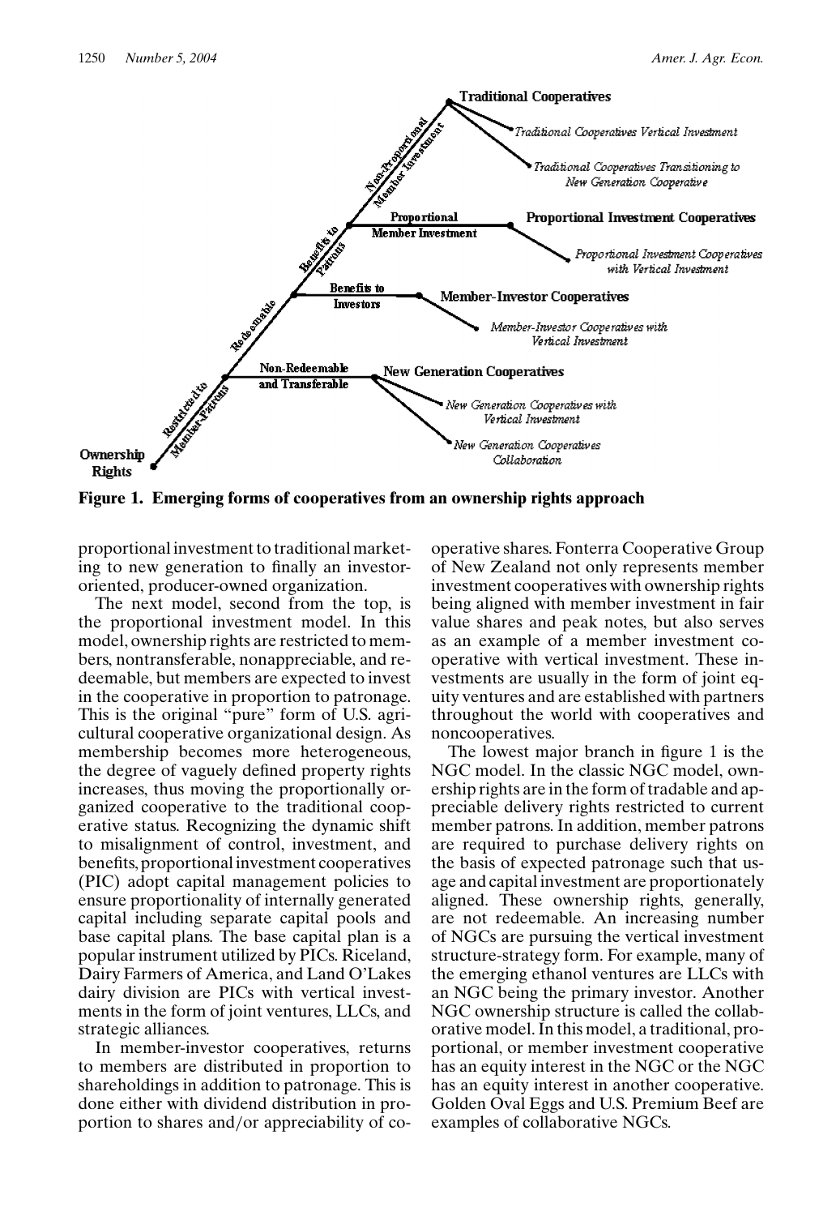**Figure 1. Emerging forms of cooperatives from an ownership rights approach**

proportional investment to traditional marketing to new generation to finally an investor-oriented, producer-owned organization.

The next model, second from the top, is the proportional investment model. In this model, ownership rights are restricted to members, nontransferable, nonappreciable, and redeemable, but members are expected to invest in the cooperative in proportion to patronage. This is the original "pure" form of U.S. agricultural cooperative organizational design. As membership becomes more heterogeneous, the degree of vaguely defined property rights increases, thus moving the proportionally organized cooperative to the traditional cooperative status. Recognizing the dynamic shift to misalignment of control, investment, and benefits, proportional investment cooperatives (PIC) adopt capital management policies to ensure proportionality of internally generated capital including separate capital pools and base capital plans. The base capital plan is a popular instrument utilized by PICs. Riceland, Dairy Farmers of America, and Land O'Lakes dairy division are PICs with vertical investments in the form of joint ventures, LLCs, and strategic alliances.

In member-investor cooperatives, returns to members are distributed in proportion to shareholdings in addition to patronage. This is done either with dividend distribution in proportion to shares and/or appreciability of cooperative shares. Fonterra Cooperative Group of New Zealand not only represents member investment cooperatives with ownership rights being aligned with member investment in fair value shares and peak notes, but also serves as an example of a member investment cooperative with vertical investment. These investments are usually in the form of joint equity ventures and are established with partners throughout the world with cooperatives and noncooperatives.

The lowest major branch in figure 1 is the NGC model. In the classic NGC model, ownership rights are in the form of tradable and appreciable delivery rights restricted to current member patrons. In addition, member patrons are required to purchase delivery rights on the basis of expected patronage such that usage and capital investment are proportionately aligned. These ownership rights, generally, are not redeemable. An increasing number of NGCs are pursuing the vertical investment structure-strategy form. For example, many of the emerging ethanol ventures are LLCs with an NGC being the primary investor. Another NGC ownership structure is called the collaborative model. In this model, a traditional, proportional, or member investment cooperative has an equity interest in the NGC or the NGC has an equity interest in another cooperative. Golden Oval Eggs and U.S. Premium Beef are examples of collaborative NGCs.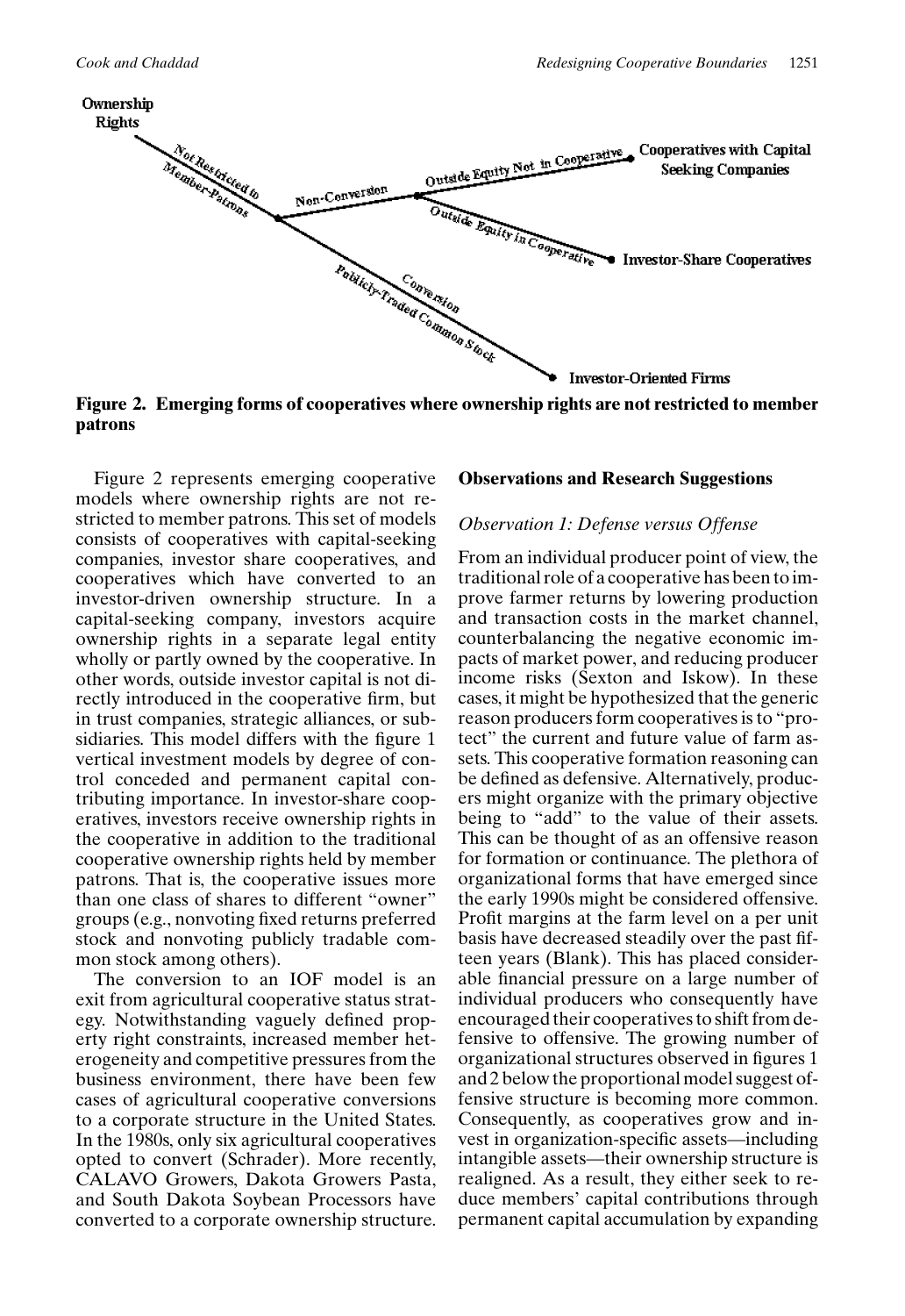**Figure 2. Emerging forms of cooperatives where ownership rights are not restricted to member patrons**

Figure 2 represents emerging cooperative models where ownership rights are not restricted to member patrons. This set of models consists of cooperatives with capital-seeking companies, investor share cooperatives, and cooperatives which have converted to an investor-driven ownership structure. In a capital-seeking company, investors acquire ownership rights in a separate legal entity wholly or partly owned by the cooperative. In other words, outside investor capital is not directly introduced in the cooperative firm, but in trust companies, strategic alliances, or subsidiaries. This model differs with the figure 1 vertical investment models by degree of control conceded and permanent capital contributing importance. In investor-share cooperatives, investors receive ownership rights in the cooperative in addition to the traditional cooperative ownership rights held by member patrons. That is, the cooperative issues more than one class of shares to different "owner" groups (e.g., nonvoting fixed returns preferred stock and nonvoting publicly tradable common stock among others).

The conversion to an IOF model is an exit from agricultural cooperative status strategy. Notwithstanding vaguely defined property right constraints, increased member heterogeneity and competitive pressures from the business environment, there have been few cases of agricultural cooperative conversions to a corporate structure in the United States. In the 1980s, only six agricultural cooperatives opted to convert (Schrader). More recently, CALAVO Growers, Dakota Growers Pasta, and South Dakota Soybean Processors have converted to a corporate ownership structure.

## Observations and Research Suggestions

### *Observation 1: Defense versus Offense*

From an individual producer point of view, the traditional role of a cooperative has been to improve farmer returns by lowering production and transaction costs in the market channel, counterbalancing the negative economic impacts of market power, and reducing producer income risks (Sexton and Iskow). In these cases, it might be hypothesized that the generic reason producers form cooperatives is to "protect" the current and future value of farm assets. This cooperative formation reasoning can be defined as defensive. Alternatively, producers might organize with the primary objective being to "add" to the value of their assets. This can be thought of as an offensive reason for formation or continuance. The plethora of organizational forms that have emerged since the early 1990s might be considered offensive. Profit margins at the farm level on a per unit basis have decreased steadily over the past fifteen years (Blank). This has placed considerable financial pressure on a large number of individual producers who consequently have encouraged their cooperatives to shift from defensive to offensive. The growing number of organizational structures observed in figures 1 and 2 below the proportional model suggest offensive structure is becoming more common. Consequently, as cooperatives grow and invest in organization-specific assets—including intangible assets—their ownership structure is realigned. As a result, they either seek to reduce members' capital contributions through permanent capital accumulation by expanding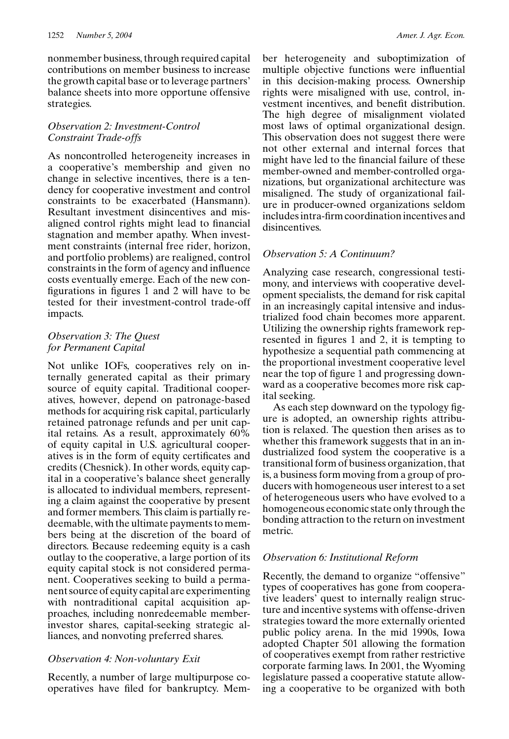nonmember business, through required capital contributions on member business to increase the growth capital base or to leverage partners' balance sheets into more opportune offensive strategies.

### *Observation 2: Investment-Control Constraint Trade-offs*

As noncontrolled heterogeneity increases in a cooperative's membership and given no change in selective incentives, there is a tendency for cooperative investment and control constraints to be exacerbated (Hansmann). Resultant investment disincentives and misaligned control rights might lead to financial stagnation and member apathy. When investment constraints (internal free rider, horizon, and portfolio problems) are realigned, control constraints in the form of agency and influence costs eventually emerge. Each of the new configurations in figures 1 and 2 will have to be tested for their investment-control trade-off impacts.

### *Observation 3: The Quest for Permanent Capital*

Not unlike IOFs, cooperatives rely on internally generated capital as their primary source of equity capital. Traditional cooperatives, however, depend on patronage-based methods for acquiring risk capital, particularly retained patronage refunds and per unit capital retains. As a result, approximately 60% of equity capital in U.S. agricultural cooperatives is in the form of equity certificates and credits (Chesnick). In other words, equity capital in a cooperative's balance sheet generally is allocated to individual members, representing a claim against the cooperative by present and former members. This claim is partially redeemable, with the ultimate payments to members being at the discretion of the board of directors. Because redeeming equity is a cash outlay to the cooperative, a large portion of its equity capital stock is not considered permanent. Cooperatives seeking to build a permanent source of equity capital are experimenting with nontraditional capital acquisition approaches, including nonredeemable member-investor shares, capital-seeking strategic alliances, and nonvoting preferred shares.

### *Observation 4: Non-voluntary Exit*

Recently, a number of large multipurpose cooperatives have filed for bankruptcy. Member heterogeneity and suboptimization of multiple objective functions were influential in this decision-making process. Ownership rights were misaligned with use, control, investment incentives, and benefit distribution. The high degree of misalignment violated most laws of optimal organizational design. This observation does not suggest there were not other external and internal forces that might have led to the financial failure of these member-owned and member-controlled organizations, but organizational architecture was misaligned. The study of organizational failure in producer-owned organizations seldom includes intra-firm coordination incentives and disincentives.

### *Observation 5: A Continuum?*

Analyzing case research, congressional testimony, and interviews with cooperative development specialists, the demand for risk capital in an increasingly capital intensive and industrialized food chain becomes more apparent. Utilizing the ownership rights framework represented in figures 1 and 2, it is tempting to hypothesize a sequential path commencing at the proportional investment cooperative level near the top of figure 1 and progressing downward as a cooperative becomes more risk capital seeking.

As each step downward on the typology figure is adopted, an ownership rights attribution is relaxed. The question then arises as to whether this framework suggests that in an industrialized food system the cooperative is a transitional form of business organization, that is, a business form moving from a group of producers with homogeneous user interest to a set of heterogeneous users who have evolved to a homogeneous economic state only through the bonding attraction to the return on investment metric.

### *Observation 6: Institutional Reform*

Recently, the demand to organize "offensive" types of cooperatives has gone from cooperative leaders' quest to internally realign structure and incentive systems with offense-driven strategies toward the more externally oriented public policy arena. In the mid 1990s, Iowa adopted Chapter 501 allowing the formation of cooperatives exempt from rather restrictive corporate farming laws. In 2001, the Wyoming legislature passed a cooperative statute allowing a cooperative to be organized with both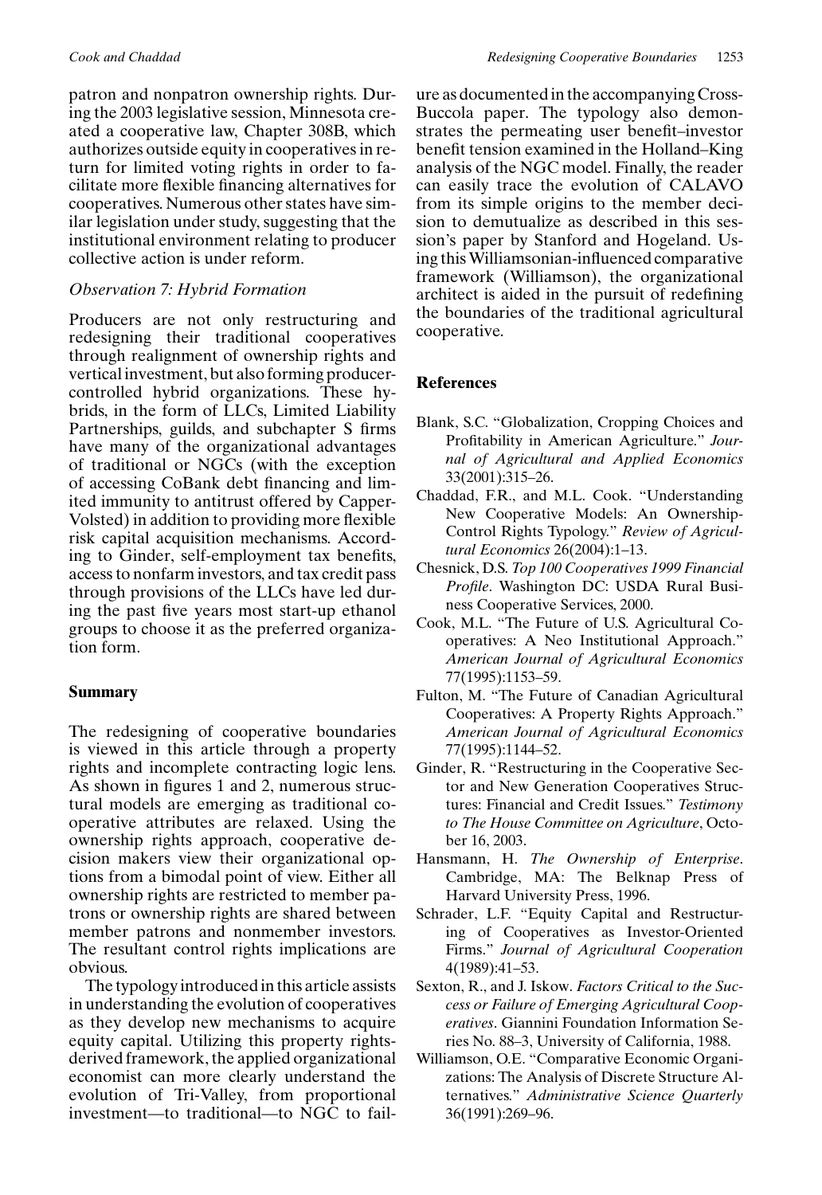patron and nonpatron ownership rights. During the 2003 legislative session, Minnesota created a cooperative law, Chapter 308B, which authorizes outside equity in cooperatives in return for limited voting rights in order to facilitate more flexible financing alternatives for cooperatives. Numerous other states have similar legislation under study, suggesting that the institutional environment relating to producer collective action is under reform.

### *Observation 7: Hybrid Formation*

Producers are not only restructuring and redesigning their traditional cooperatives through realignment of ownership rights and vertical investment, but also forming producer-controlled hybrid organizations. These hybrids, in the form of LLCs, Limited Liability Partnerships, guilds, and subchapter S firms have many of the organizational advantages of traditional or NGCs (with the exception of accessing CoBank debt financing and limited immunity to antitrust offered by Capper-Volsted) in addition to providing more flexible risk capital acquisition mechanisms. According to Ginder, self-employment tax benefits, access to nonfarm investors, and tax credit pass through provisions of the LLCs have led during the past five years most start-up ethanol groups to choose it as the preferred organization form.

## Summary

The redesigning of cooperative boundaries is viewed in this article through a property rights and incomplete contracting logic lens. As shown in figures 1 and 2, numerous structural models are emerging as traditional cooperative attributes are relaxed. Using the ownership rights approach, cooperative decision makers view their organizational options from a bimodal point of view. Either all ownership rights are restricted to member patrons or ownership rights are shared between member patrons and nonmember investors. The resultant control rights implications are obvious.

The typology introduced in this article assists in understanding the evolution of cooperatives as they develop new mechanisms to acquire equity capital. Utilizing this property rights-derived framework, the applied organizational economist can more clearly understand the evolution of Tri-Valley, from proportional investment—to traditional—to NGC to failure as documented in the accompanying Cross-Buccola paper. The typology also demonstrates the permeating user benefit–investor benefit tension examined in the Holland–King analysis of the NGC model. Finally, the reader can easily trace the evolution of CALAVO from its simple origins to the member decision to demutualize as described in this session's paper by Stanford and Hogeland. Using this Williamsonian-influenced comparative framework (Williamson), the organizational architect is aided in the pursuit of redefining the boundaries of the traditional agricultural cooperative.

## References

Blank, S.C. "Globalization, Cropping Choices and Profitability in American Agriculture." *Journal of Agricultural and Applied Economics* 33(2001):315–26.

Chaddad, F.R., and M.L. Cook. "Understanding New Cooperative Models: An Ownership-Control Rights Typology." *Review of Agricultural Economics* 26(2004):1–13.

Chesnick, D.S. *Top 100 Cooperatives 1999 Financial Profile*. Washington DC: USDA Rural Business Cooperative Services, 2000.

Cook, M.L. "The Future of U.S. Agricultural Cooperatives: A Neo Institutional Approach." *American Journal of Agricultural Economics* 77(1995):1153–59.

Fulton, M. "The Future of Canadian Agricultural Cooperatives: A Property Rights Approach." *American Journal of Agricultural Economics* 77(1995):1144–52.

Ginder, R. "Restructuring in the Cooperative Sector and New Generation Cooperatives Structures: Financial and Credit Issues." *Testimony to The House Committee on Agriculture*, October 16, 2003.

Hansmann, H. *The Ownership of Enterprise*. Cambridge, MA: The Belknap Press of Harvard University Press, 1996.

Schrader, L.F. "Equity Capital and Restructuring of Cooperatives as Investor-Oriented Firms." *Journal of Agricultural Cooperation* 4(1989):41–53.

Sexton, R., and J. Iskow. *Factors Critical to the Success or Failure of Emerging Agricultural Cooperatives*. Giannini Foundation Information Series No. 88–3, University of California, 1988.

Williamson, O.E. "Comparative Economic Organizations: The Analysis of Discrete Structure Alternatives." *Administrative Science Quarterly* 36(1991):269–96.